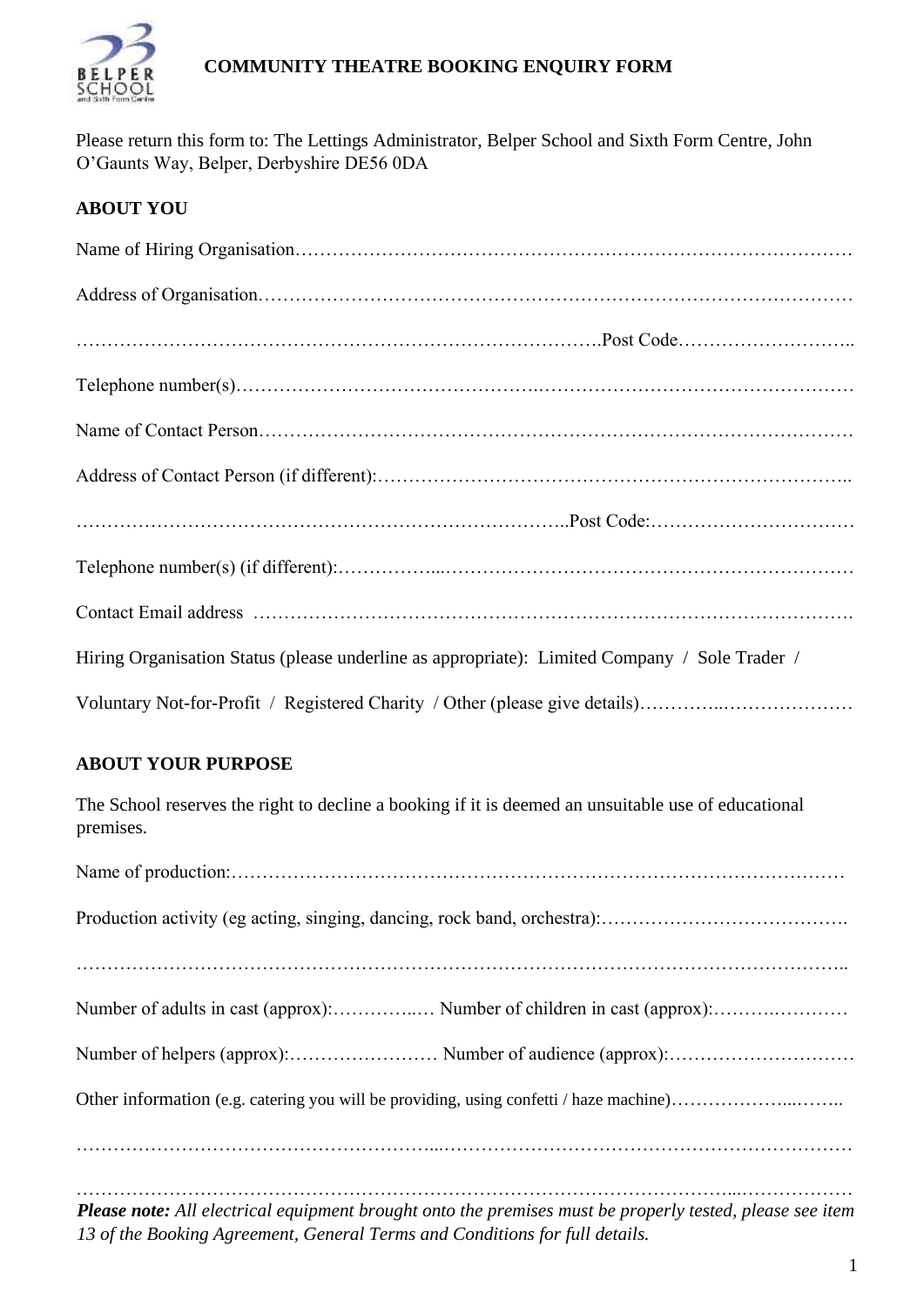# COMMUNITY THEATRE BOOKING ENQUIRY FORM

Please return this form to: The Lettings Administrator, Belper School and Sixth Form Centre, John O'Gaunts Way, Belper, Derbyshire DE56 0DA

## ABOUT YOU

Name of Hiring Organisation…………………………………………………………………………………

Address of Organisation……………………………………………………………………………………

…………………………………………………………………………….Post Code………………………..

Telephone number(s)……………………………………..……………………………………………

Name of Contact Person……………………………………………………………………………………

Address of Contact Person (if different):………………………………………………………………..

…………………………………………………………………………..Post Code:……………………………

Telephone number(s) (if different):……………...…………………………………………………………

Contact Email address …………………………………………………………………………………….

Hiring Organisation Status (please underline as appropriate): Limited Company / Sole Trader /

Voluntary Not-for-Profit / Registered Charity / Other (please give details)…………..…………………

## ABOUT YOUR PURPOSE

The School reserves the right to decline a booking if it is deemed an unsuitable use of educational premises.

Name of production:………………………………………………………………………………………

Production activity (eg acting, singing, dancing, rock band, orchestra):………………………………….

………………………………………………………………………………………………………………..

Number of adults in cast (approx):…………..… Number of children in cast (approx):……….…………

Number of helpers (approx):…………………… Number of audience (approx):…………………………

Other information (e.g. catering you will be providing, using confetti / haze machine)………………...……..

……………………………………………….....……………………………………………………………

……………………………………………………………………………………………...………………

***Please note:*** *All electrical equipment brought onto the premises must be properly tested, please see item 13 of the Booking Agreement, General Terms and Conditions for full details.*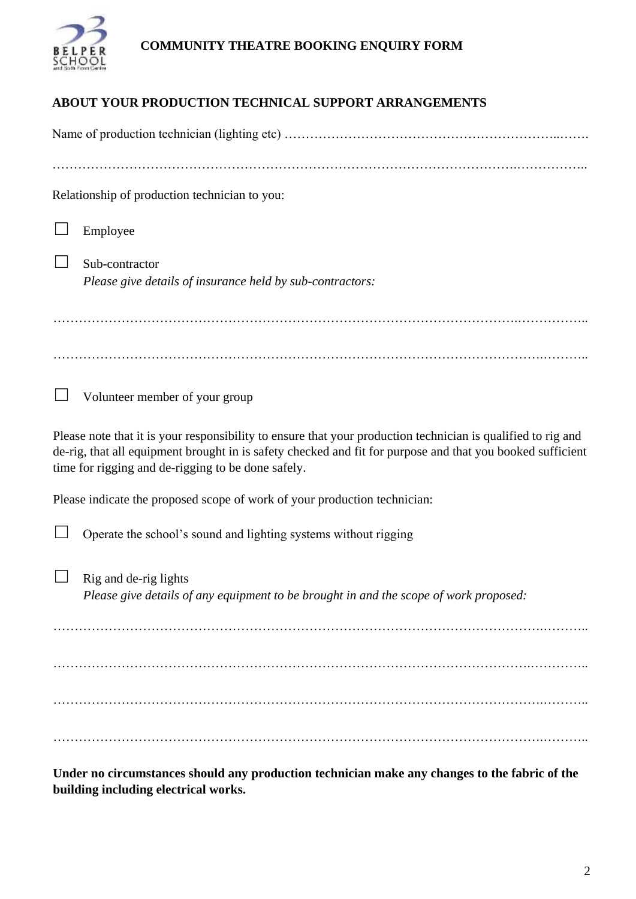COMMUNITY THEATRE BOOKING ENQUIRY FORM

## ABOUT YOUR PRODUCTION TECHNICAL SUPPORT ARRANGEMENTS

Name of production technician (lighting etc) ………………………………………………………..…….

…………………………………………………………………………………………….……………..

Relationship of production technician to you:

☐ Employee

☐ Sub-contractor
*Please give details of insurance held by sub-contractors:*

…………………………………………………………………………………………….……………..

…………………………………………………………………………………………………….………..

☐ Volunteer member of your group

Please note that it is your responsibility to ensure that your production technician is qualified to rig and de-rig, that all equipment brought in is safety checked and fit for purpose and that you booked sufficient time for rigging and de-rigging to be done safely.

Please indicate the proposed scope of work of your production technician:

☐ Operate the school's sound and lighting systems without rigging

☐ Rig and de-rig lights
*Please give details of any equipment to be brought in and the scope of work proposed:*

…………………………………………………………………………………………………….………..

……………………………………………………………………………………………………..………..

…………………………………………………………………………………………………….………..

…………………………………………………………………………………………………….………..

**Under no circumstances should any production technician make any changes to the fabric of the building including electrical works.**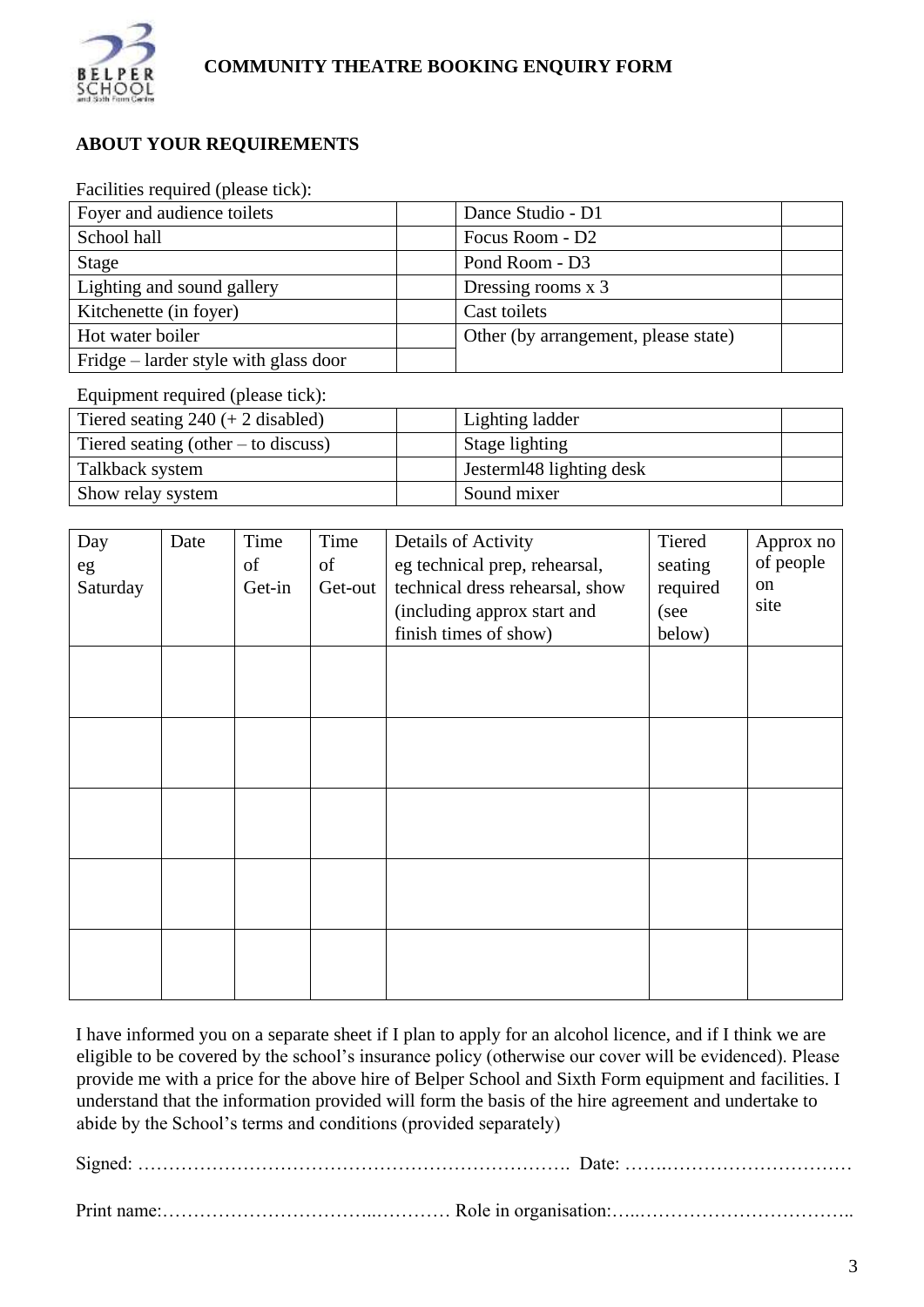# COMMUNITY THEATRE BOOKING ENQUIRY FORM

## ABOUT YOUR REQUIREMENTS

Facilities required (please tick):

| | | | |
|---|---|---|---|
| Foyer and audience toilets | | Dance Studio - D1 | |
| School hall | | Focus Room - D2 | |
| Stage | | Pond Room - D3 | |
| Lighting and sound gallery | | Dressing rooms x 3 | |
| Kitchenette (in foyer) | | Cast toilets | |
| Hot water boiler | | Other (by arrangement, please state) | |
| Fridge – larder style with glass door | | | |

Equipment required (please tick):

| | | | |
|---|---|---|---|
| Tiered seating 240 (+ 2 disabled) | | Lighting ladder | |
| Tiered seating (other – to discuss) | | Stage lighting | |
| Talkback system | | Jesterml48 lighting desk | |
| Show relay system | | Sound mixer | |

| Day eg Saturday | Date | Time of Get-in | Time of Get-out | Details of Activity eg technical prep, rehearsal, technical dress rehearsal, show (including approx start and finish times of show) | Tiered seating required (see below) | Approx no of people on site |
|---|---|---|---|---|---|---|
| | | | | | | |
| | | | | | | |
| | | | | | | |
| | | | | | | |
| | | | | | | |

I have informed you on a separate sheet if I plan to apply for an alcohol licence, and if I think we are eligible to be covered by the school's insurance policy (otherwise our cover will be evidenced). Please provide me with a price for the above hire of Belper School and Sixth Form equipment and facilities. I understand that the information provided will form the basis of the hire agreement and undertake to abide by the School's terms and conditions (provided separately)

Signed: ………………………………………………………………. Date: …….…………………………

Print name:…………………………..………… Role in organisation:…..……………………………..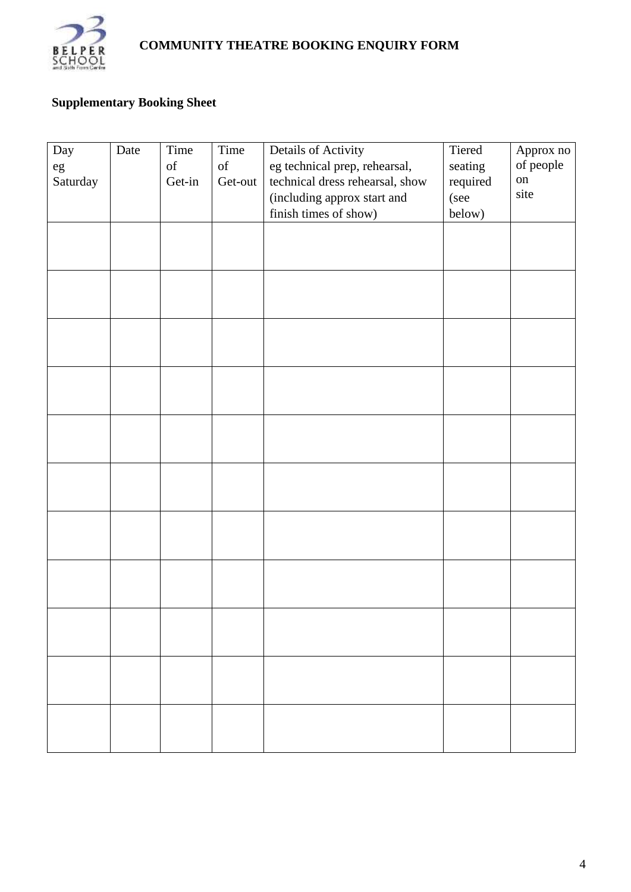**COMMUNITY THEATRE BOOKING ENQUIRY FORM**

**Supplementary Booking Sheet**

| Day eg Saturday | Date | Time of Get-in | Time of Get-out | Details of Activity eg technical prep, rehearsal, technical dress rehearsal, show (including approx start and finish times of show) | Tiered seating required (see below) | Approx no of people on site |
|---|---|---|---|---|---|---|
| | | | | | | |
| | | | | | | |
| | | | | | | |
| | | | | | | |
| | | | | | | |
| | | | | | | |
| | | | | | | |
| | | | | | | |
| | | | | | | |
| | | | | | | |
| | | | | | | |